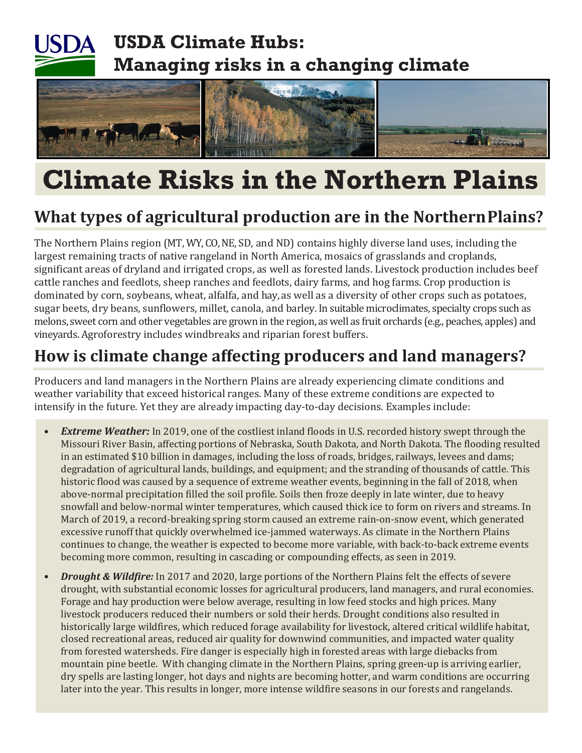# USDA Climate Hubs: Managing risks in a changing climate

# Climate Risks in the Northern Plains

## What types of agricultural production are in the Northern Plains?

The Northern Plains region (MT, WY, CO, NE, SD, and ND) contains highly diverse land uses, including the largest remaining tracts of native rangeland in North America, mosaics of grasslands and croplands, significant areas of dryland and irrigated crops, as well as forested lands. Livestock production includes beef cattle ranches and feedlots, sheep ranches and feedlots, dairy farms, and hog farms. Crop production is dominated by corn, soybeans, wheat, alfalfa, and hay, as well as a diversity of other crops such as potatoes, sugar beets, dry beans, sunflowers, millet, canola, and barley. In suitable microclimates, specialty crops such as melons, sweet corn and other vegetables are grown in the region, as well as fruit orchards (e.g., peaches, apples) and vineyards. Agroforestry includes windbreaks and riparian forest buffers.

## How is climate change affecting producers and land managers?

Producers and land managers in the Northern Plains are already experiencing climate conditions and weather variability that exceed historical ranges. Many of these extreme conditions are expected to intensify in the future. Yet they are already impacting day-to-day decisions. Examples include:

- ***Extreme Weather:*** In 2019, one of the costliest inland floods in U.S. recorded history swept through the Missouri River Basin, affecting portions of Nebraska, South Dakota, and North Dakota. The flooding resulted in an estimated $10 billion in damages, including the loss of roads, bridges, railways, levees and dams; degradation of agricultural lands, buildings, and equipment; and the stranding of thousands of cattle. This historic flood was caused by a sequence of extreme weather events, beginning in the fall of 2018, when above-normal precipitation filled the soil profile. Soils then froze deeply in late winter, due to heavy snowfall and below-normal winter temperatures, which caused thick ice to form on rivers and streams. In March of 2019, a record-breaking spring storm caused an extreme rain-on-snow event, which generated excessive runoff that quickly overwhelmed ice-jammed waterways. As climate in the Northern Plains continues to change, the weather is expected to become more variable, with back-to-back extreme events becoming more common, resulting in cascading or compounding effects, as seen in 2019.
- ***Drought & Wildfire:*** In 2017 and 2020, large portions of the Northern Plains felt the effects of severe drought, with substantial economic losses for agricultural producers, land managers, and rural economies. Forage and hay production were below average, resulting in low feed stocks and high prices. Many livestock producers reduced their numbers or sold their herds. Drought conditions also resulted in historically large wildfires, which reduced forage availability for livestock, altered critical wildlife habitat, closed recreational areas, reduced air quality for downwind communities, and impacted water quality from forested watersheds. Fire danger is especially high in forested areas with large diebacks from mountain pine beetle. With changing climate in the Northern Plains, spring green-up is arriving earlier, dry spells are lasting longer, hot days and nights are becoming hotter, and warm conditions are occurring later into the year. This results in longer, more intense wildfire seasons in our forests and rangelands.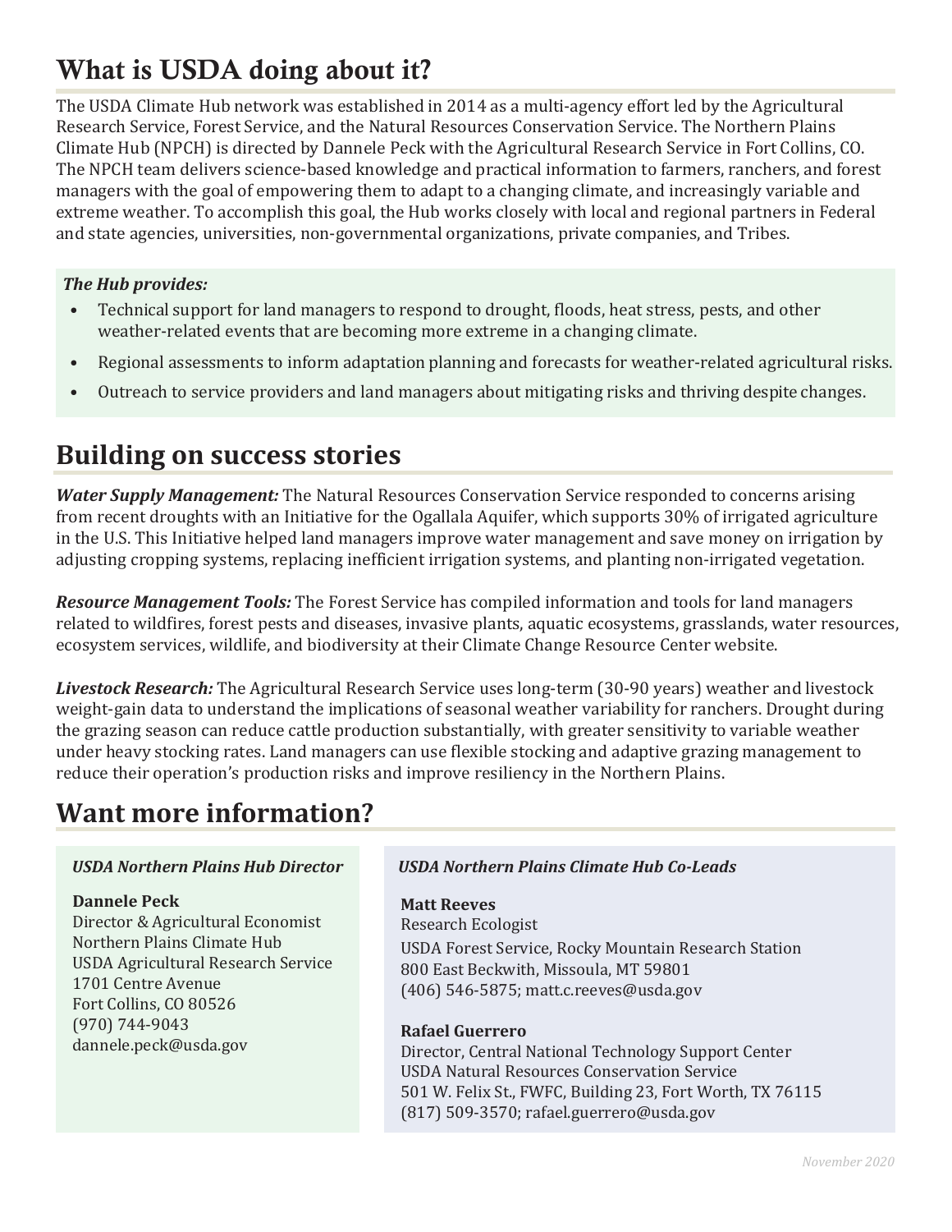## What is USDA doing about it?

The USDA Climate Hub network was established in 2014 as a multi-agency effort led by the Agricultural Research Service, Forest Service, and the Natural Resources Conservation Service. The Northern Plains Climate Hub (NPCH) is directed by Dannele Peck with the Agricultural Research Service in Fort Collins, CO. The NPCH team delivers science-based knowledge and practical information to farmers, ranchers, and forest managers with the goal of empowering them to adapt to a changing climate, and increasingly variable and extreme weather. To accomplish this goal, the Hub works closely with local and regional partners in Federal and state agencies, universities, non-governmental organizations, private companies, and Tribes.

***The Hub provides:***

- Technical support for land managers to respond to drought, floods, heat stress, pests, and other weather-related events that are becoming more extreme in a changing climate.
- Regional assessments to inform adaptation planning and forecasts for weather-related agricultural risks.
- Outreach to service providers and land managers about mitigating risks and thriving despite changes.

## Building on success stories

***Water Supply Management:*** The Natural Resources Conservation Service responded to concerns arising from recent droughts with an Initiative for the Ogallala Aquifer, which supports 30% of irrigated agriculture in the U.S. This Initiative helped land managers improve water management and save money on irrigation by adjusting cropping systems, replacing inefficient irrigation systems, and planting non-irrigated vegetation.

***Resource Management Tools:*** The Forest Service has compiled information and tools for land managers related to wildfires, forest pests and diseases, invasive plants, aquatic ecosystems, grasslands, water resources, ecosystem services, wildlife, and biodiversity at their Climate Change Resource Center website.

***Livestock Research:*** The Agricultural Research Service uses long-term (30-90 years) weather and livestock weight-gain data to understand the implications of seasonal weather variability for ranchers. Drought during the grazing season can reduce cattle production substantially, with greater sensitivity to variable weather under heavy stocking rates. Land managers can use flexible stocking and adaptive grazing management to reduce their operation's production risks and improve resiliency in the Northern Plains.

## Want more information?

***USDA Northern Plains Hub Director***

**Dannele Peck**
Director & Agricultural Economist
Northern Plains Climate Hub
USDA Agricultural Research Service
1701 Centre Avenue
Fort Collins, CO 80526
(970) 744-9043
dannele.peck@usda.gov

***USDA Northern Plains Climate Hub Co-Leads***

**Matt Reeves**
Research Ecologist
USDA Forest Service, Rocky Mountain Research Station
800 East Beckwith, Missoula, MT 59801
(406) 546-5875; matt.c.reeves@usda.gov

**Rafael Guerrero**
Director, Central National Technology Support Center
USDA Natural Resources Conservation Service
501 W. Felix St., FWFC, Building 23, Fort Worth, TX 76115
(817) 509-3570; rafael.guerrero@usda.gov

*November 2020*